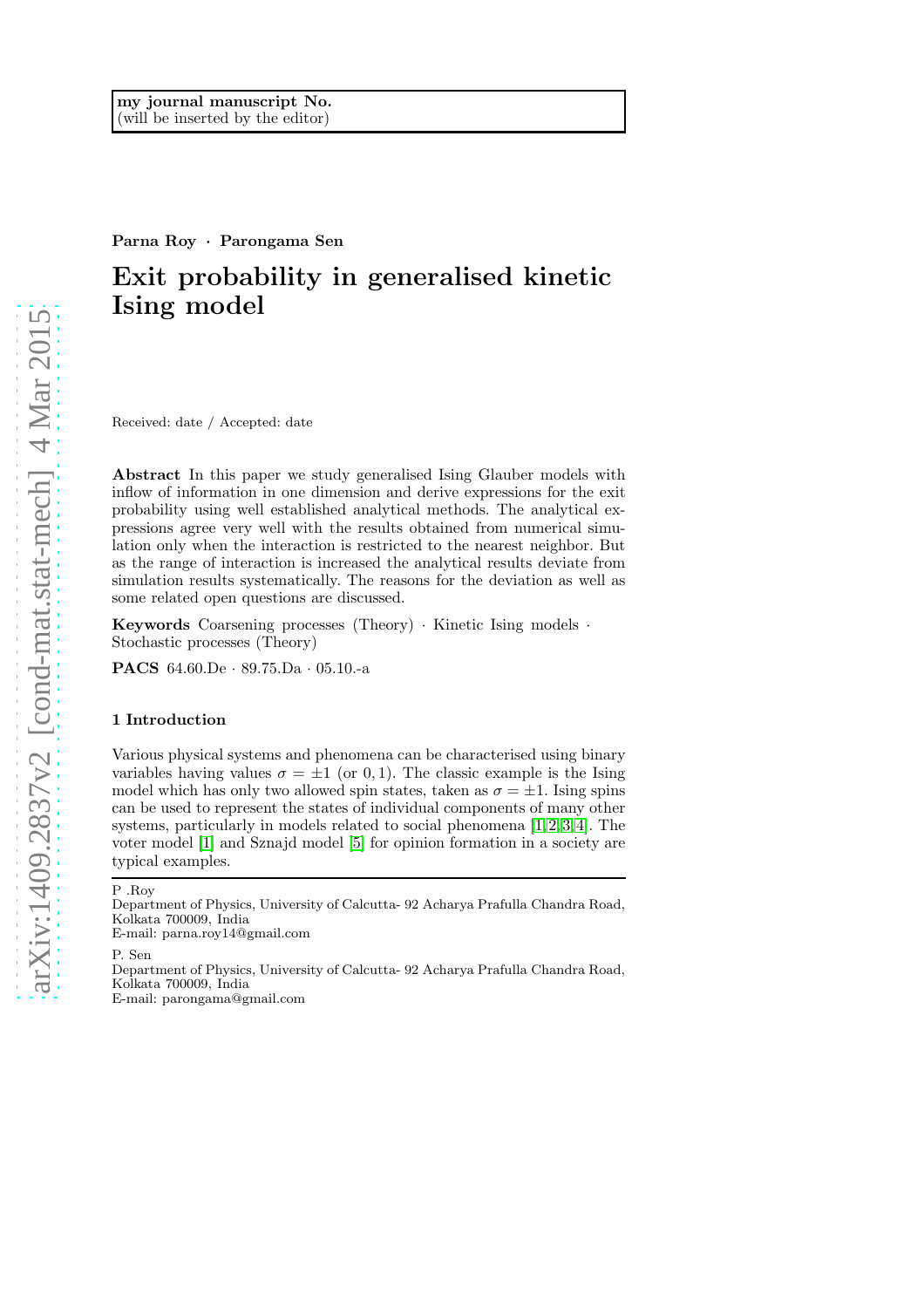my journal manuscript No.
(will be inserted by the editor)

**Parna Roy** · **Parongama Sen**

# Exit probability in generalised kinetic Ising model

Received: date / Accepted: date

**Abstract** In this paper we study generalised Ising Glauber models with inflow of information in one dimension and derive expressions for the exit probability using well established analytical methods. The analytical expressions agree very well with the results obtained from numerical simulation only when the interaction is restricted to the nearest neighbor. But as the range of interaction is increased the analytical results deviate from simulation results systematically. The reasons for the deviation as well as some related open questions are discussed.

**Keywords** Coarsening processes (Theory) · Kinetic Ising models · Stochastic processes (Theory)

**PACS** 64.60.De · 89.75.Da · 05.10.-a

## 1 Introduction

Various physical systems and phenomena can be characterised using binary variables having values $\sigma = \pm 1$ (or $0, 1$). The classic example is the Ising model which has only two allowed spin states, taken as $\sigma = \pm 1$. Ising spins can be used to represent the states of individual components of many other systems, particularly in models related to social phenomena [1,2,3,4]. The voter model [1] and Sznajd model [5] for opinion formation in a society are typical examples.

P .Roy
Department of Physics, University of Calcutta- 92 Acharya Prafulla Chandra Road, Kolkata 700009, India
E-mail: parna.roy14@gmail.com

P. Sen
Department of Physics, University of Calcutta- 92 Acharya Prafulla Chandra Road, Kolkata 700009, India
E-mail: parongama@gmail.com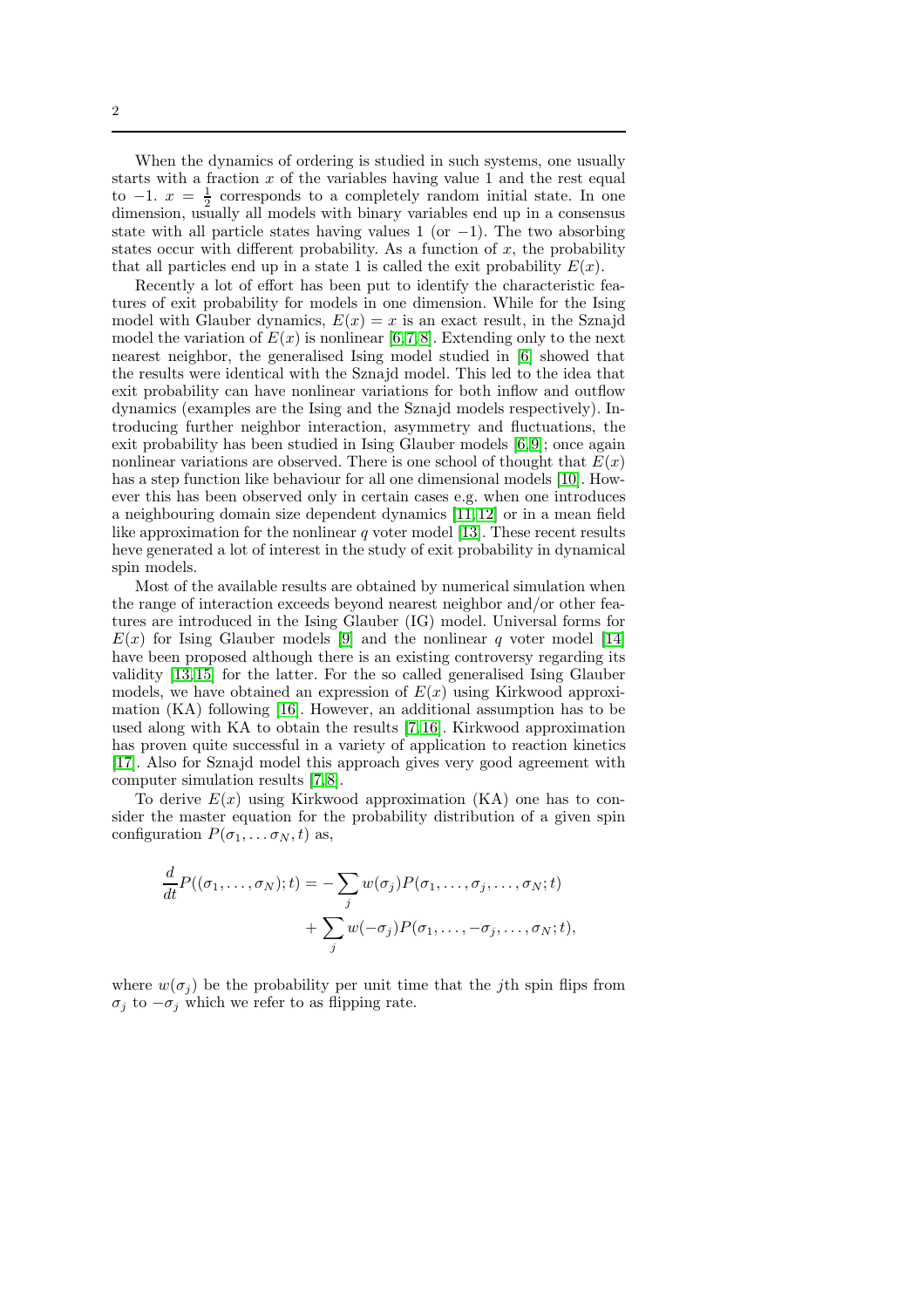When the dynamics of ordering is studied in such systems, one usually starts with a fraction $x$ of the variables having value 1 and the rest equal to $-1$. $x = \frac{1}{2}$ corresponds to a completely random initial state. In one dimension, usually all models with binary variables end up in a consensus state with all particle states having values 1 (or $-1$). The two absorbing states occur with different probability. As a function of $x$, the probability that all particles end up in a state 1 is called the exit probability $E(x)$.

Recently a lot of effort has been put to identify the characteristic features of exit probability for models in one dimension. While for the Ising model with Glauber dynamics, $E(x) = x$ is an exact result, in the Sznajd model the variation of $E(x)$ is nonlinear [6,7,8]. Extending only to the next nearest neighbor, the generalised Ising model studied in [6] showed that the results were identical with the Sznajd model. This led to the idea that exit probability can have nonlinear variations for both inflow and outflow dynamics (examples are the Ising and the Sznajd models respectively). Introducing further neighbor interaction, asymmetry and fluctuations, the exit probability has been studied in Ising Glauber models [6,9]; once again nonlinear variations are observed. There is one school of thought that $E(x)$ has a step function like behaviour for all one dimensional models [10]. However this has been observed only in certain cases e.g. when one introduces a neighbouring domain size dependent dynamics [11,12] or in a mean field like approximation for the nonlinear $q$ voter model [13]. These recent results heve generated a lot of interest in the study of exit probability in dynamical spin models.

Most of the available results are obtained by numerical simulation when the range of interaction exceeds beyond nearest neighbor and/or other features are introduced in the Ising Glauber (IG) model. Universal forms for $E(x)$ for Ising Glauber models [9] and the nonlinear $q$ voter model [14] have been proposed although there is an existing controversy regarding its validity [13,15] for the latter. For the so called generalised Ising Glauber models, we have obtained an expression of $E(x)$ using Kirkwood approximation (KA) following [16]. However, an additional assumption has to be used along with KA to obtain the results [7,16]. Kirkwood approximation has proven quite successful in a variety of application to reaction kinetics [17]. Also for Sznajd model this approach gives very good agreement with computer simulation results [7,8].

To derive $E(x)$ using Kirkwood approximation (KA) one has to consider the master equation for the probability distribution of a given spin configuration $P(\sigma_1, \ldots \sigma_N, t)$ as,

$$
\begin{aligned}
\frac{d}{dt}P((\sigma_1, \ldots, \sigma_N); t) = &- \sum_j w(\sigma_j) P(\sigma_1, \ldots, \sigma_j, \ldots, \sigma_N; t) \\
&+ \sum_j w(-\sigma_j) P(\sigma_1, \ldots, -\sigma_j, \ldots, \sigma_N; t),
\end{aligned}
$$

where $w(\sigma_j)$ be the probability per unit time that the $j$th spin flips from $\sigma_j$ to $-\sigma_j$ which we refer to as flipping rate.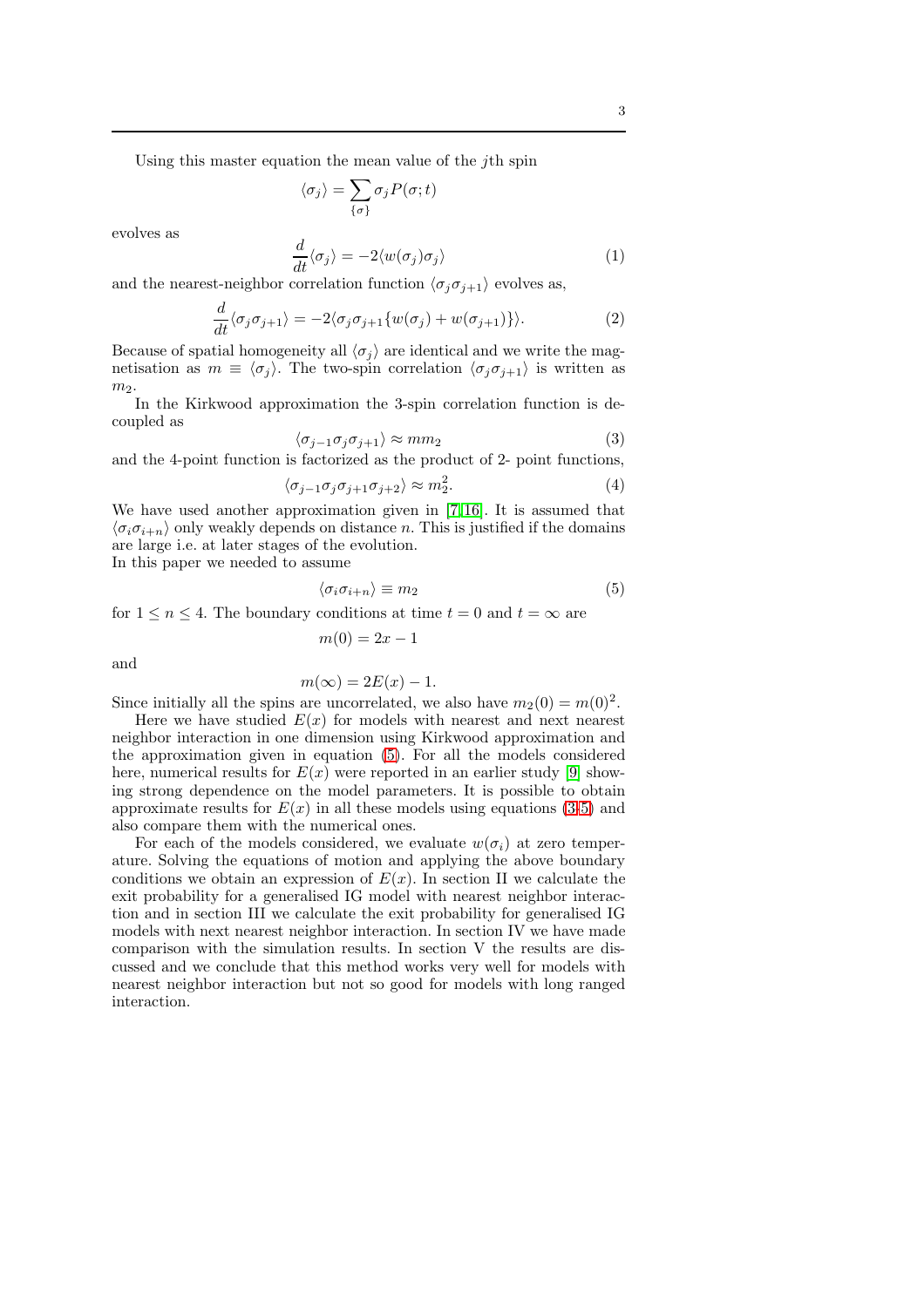Using this master equation the mean value of the $j$th spin

$$\langle \sigma_j \rangle = \sum_{\{\sigma\}} \sigma_j P(\sigma; t)$$

evolves as

$$\frac{d}{dt}\langle \sigma_j \rangle = -2\langle w(\sigma_j)\sigma_j \rangle \tag{1}$$

and the nearest-neighbor correlation function $\langle \sigma_j \sigma_{j+1} \rangle$ evolves as,

$$\frac{d}{dt}\langle \sigma_j \sigma_{j+1} \rangle = -2\langle \sigma_j \sigma_{j+1} \{w(\sigma_j) + w(\sigma_{j+1})\}\rangle. \tag{2}$$

Because of spatial homogeneity all $\langle \sigma_j \rangle$ are identical and we write the magnetisation as $m \equiv \langle \sigma_j \rangle$. The two-spin correlation $\langle \sigma_j \sigma_{j+1} \rangle$ is written as $m_2$.

In the Kirkwood approximation the 3-spin correlation function is decoupled as

$$\langle \sigma_{j-1} \sigma_j \sigma_{j+1} \rangle \approx m m_2 \tag{3}$$

and the 4-point function is factorized as the product of 2- point functions,

$$\langle \sigma_{j-1} \sigma_j \sigma_{j+1} \sigma_{j+2} \rangle \approx m_2^2. \tag{4}$$

We have used another approximation given in [7,16]. It is assumed that $\langle \sigma_i \sigma_{i+n} \rangle$ only weakly depends on distance $n$. This is justified if the domains are large i.e. at later stages of the evolution.
In this paper we needed to assume

$$\langle \sigma_i \sigma_{i+n} \rangle \equiv m_2 \tag{5}$$

for $1 \leq n \leq 4$. The boundary conditions at time $t = 0$ and $t = \infty$ are

$$m(0) = 2x - 1$$

and

$$m(\infty) = 2E(x) - 1.$$

Since initially all the spins are uncorrelated, we also have $m_2(0) = m(0)^2$.

Here we have studied $E(x)$ for models with nearest and next nearest neighbor interaction in one dimension using Kirkwood approximation and the approximation given in equation (5). For all the models considered here, numerical results for $E(x)$ were reported in an earlier study [9] showing strong dependence on the model parameters. It is possible to obtain approximate results for $E(x)$ in all these models using equations (3-5) and also compare them with the numerical ones.

For each of the models considered, we evaluate $w(\sigma_i)$ at zero temperature. Solving the equations of motion and applying the above boundary conditions we obtain an expression of $E(x)$. In section II we calculate the exit probability for a generalised IG model with nearest neighbor interaction and in section III we calculate the exit probability for generalised IG models with next nearest neighbor interaction. In section IV we have made comparison with the simulation results. In section V the results are discussed and we conclude that this method works very well for models with nearest neighbor interaction but not so good for models with long ranged interaction.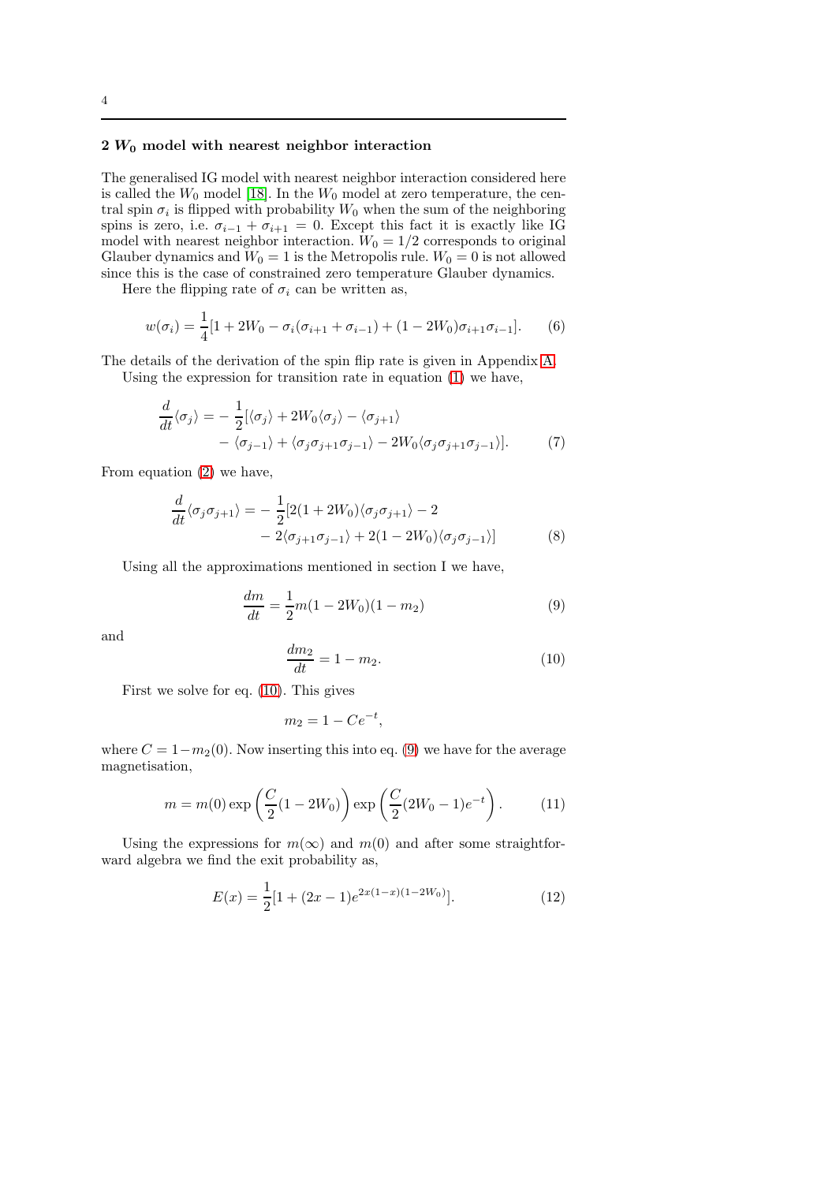## 2 $W_0$ model with nearest neighbor interaction

The generalised IG model with nearest neighbor interaction considered here is called the $W_0$ model [18]. In the $W_0$ model at zero temperature, the central spin $\sigma_i$ is flipped with probability $W_0$ when the sum of the neighboring spins is zero, i.e. $\sigma_{i-1} + \sigma_{i+1} = 0$. Except this fact it is exactly like IG model with nearest neighbor interaction. $W_0 = 1/2$ corresponds to original Glauber dynamics and $W_0 = 1$ is the Metropolis rule. $W_0 = 0$ is not allowed since this is the case of constrained zero temperature Glauber dynamics.

Here the flipping rate of $\sigma_i$ can be written as,

$$w(\sigma_i) = \frac{1}{4}[1 + 2W_0 - \sigma_i(\sigma_{i+1} + \sigma_{i-1}) + (1 - 2W_0)\sigma_{i+1}\sigma_{i-1}]. \tag{6}$$

The details of the derivation of the spin flip rate is given in Appendix A.

Using the expression for transition rate in equation (1) we have,

$$\begin{aligned}\frac{d}{dt}\langle\sigma_j\rangle = &-\frac{1}{2}[\langle\sigma_j\rangle + 2W_0\langle\sigma_j\rangle - \langle\sigma_{j+1}\rangle \\ &- \langle\sigma_{j-1}\rangle + \langle\sigma_j\sigma_{j+1}\sigma_{j-1}\rangle - 2W_0\langle\sigma_j\sigma_{j+1}\sigma_{j-1}\rangle].\end{aligned} \tag{7}$$

From equation (2) we have,

$$\begin{aligned}\frac{d}{dt}\langle\sigma_j\sigma_{j+1}\rangle = &-\frac{1}{2}[2(1 + 2W_0)\langle\sigma_j\sigma_{j+1}\rangle - 2 \\ &- 2\langle\sigma_{j+1}\sigma_{j-1}\rangle + 2(1 - 2W_0)\langle\sigma_j\sigma_{j-1}\rangle]\end{aligned} \tag{8}$$

Using all the approximations mentioned in section I we have,

$$\frac{dm}{dt} = \frac{1}{2}m(1 - 2W_0)(1 - m_2) \tag{9}$$

and

$$\frac{dm_2}{dt} = 1 - m_2. \tag{10}$$

First we solve for eq. (10). This gives

$$m_2 = 1 - Ce^{-t},$$

where $C = 1 - m_2(0)$. Now inserting this into eq. (9) we have for the average magnetisation,

$$m = m(0)\exp\left(\frac{C}{2}(1 - 2W_0)\right)\exp\left(\frac{C}{2}(2W_0 - 1)e^{-t}\right). \tag{11}$$

Using the expressions for $m(\infty)$ and $m(0)$ and after some straightforward algebra we find the exit probability as,

$$E(x) = \frac{1}{2}[1 + (2x - 1)e^{2x(1-x)(1-2W_0)}]. \tag{12}$$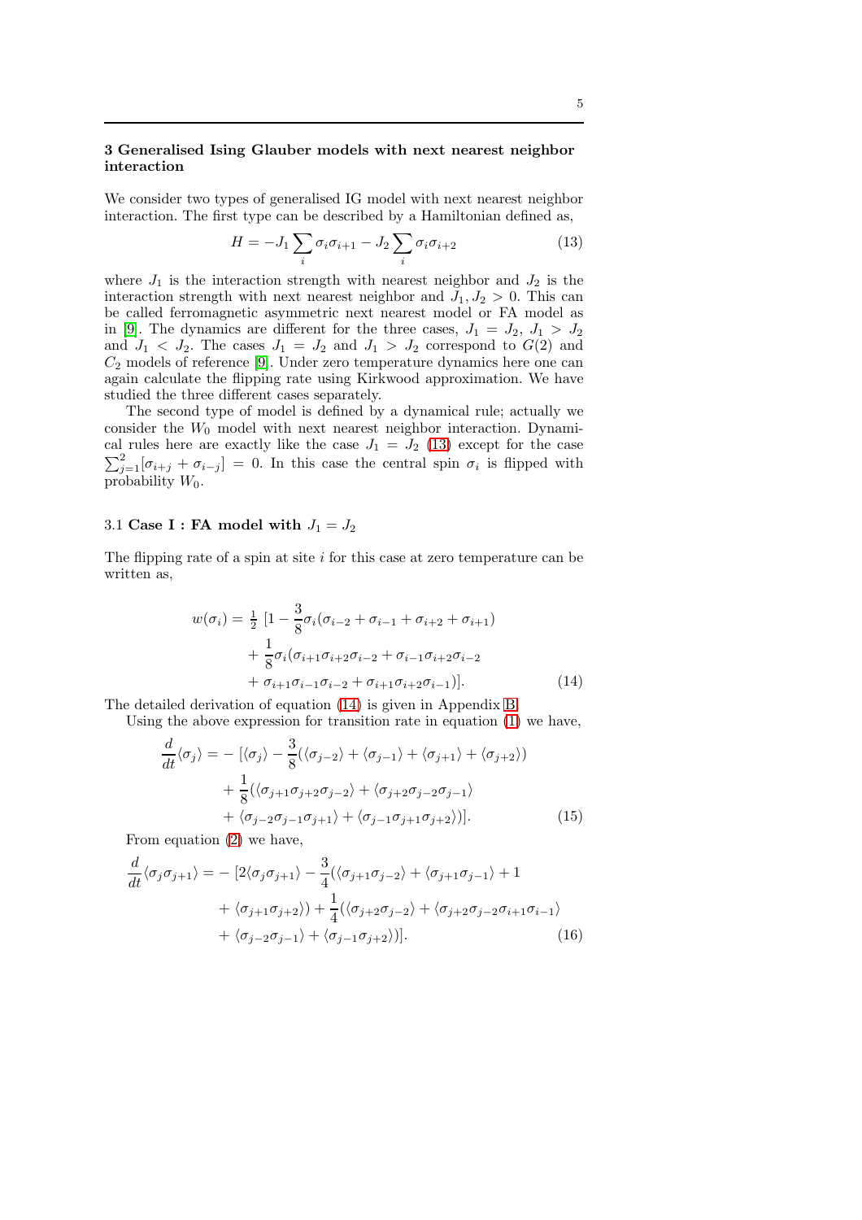## 3 Generalised Ising Glauber models with next nearest neighbor interaction

We consider two types of generalised IG model with next nearest neighbor interaction. The first type can be described by a Hamiltonian defined as,

$$H = -J_1 \sum_i \sigma_i \sigma_{i+1} - J_2 \sum_i \sigma_i \sigma_{i+2} \tag{13}$$

where $J_1$ is the interaction strength with nearest neighbor and $J_2$ is the interaction strength with next nearest neighbor and $J_1, J_2 > 0$. This can be called ferromagnetic asymmetric next nearest model or FA model as in [9]. The dynamics are different for the three cases, $J_1 = J_2$, $J_1 > J_2$ and $J_1 < J_2$. The cases $J_1 = J_2$ and $J_1 > J_2$ correspond to $G(2)$ and $C_2$ models of reference [9]. Under zero temperature dynamics here one can again calculate the flipping rate using Kirkwood approximation. We have studied the three different cases separately.

The second type of model is defined by a dynamical rule; actually we consider the $W_0$ model with next nearest neighbor interaction. Dynamical rules here are exactly like the case $J_1 = J_2$ (13) except for the case $\sum_{j=1}^{2}[\sigma_{i+j} + \sigma_{i-j}] = 0$. In this case the central spin $\sigma_i$ is flipped with probability $W_0$.

### 3.1 Case I : FA model with $J_1 = J_2$

The flipping rate of a spin at site $i$ for this case at zero temperature can be written as,

$$\begin{aligned}
w(\sigma_i) = \tfrac{1}{2}\ [1 &- \frac{3}{8}\sigma_i(\sigma_{i-2} + \sigma_{i-1} + \sigma_{i+2} + \sigma_{i+1}) \\
&+ \frac{1}{8}\sigma_i(\sigma_{i+1}\sigma_{i+2}\sigma_{i-2} + \sigma_{i-1}\sigma_{i+2}\sigma_{i-2} \\
&+ \sigma_{i+1}\sigma_{i-1}\sigma_{i-2} + \sigma_{i+1}\sigma_{i+2}\sigma_{i-1})].
\end{aligned} \tag{14}$$

The detailed derivation of equation (14) is given in Appendix B.

Using the above expression for transition rate in equation (1) we have,

$$\begin{aligned}
\frac{d}{dt}\langle\sigma_j\rangle = -\ [&\langle\sigma_j\rangle - \frac{3}{8}(\langle\sigma_{j-2}\rangle + \langle\sigma_{j-1}\rangle + \langle\sigma_{j+1}\rangle + \langle\sigma_{j+2}\rangle) \\
&+ \frac{1}{8}(\langle\sigma_{j+1}\sigma_{j+2}\sigma_{j-2}\rangle + \langle\sigma_{j+2}\sigma_{j-2}\sigma_{j-1}\rangle \\
&+ \langle\sigma_{j-2}\sigma_{j-1}\sigma_{j+1}\rangle + \langle\sigma_{j-1}\sigma_{j+1}\sigma_{j+2}\rangle)].
\end{aligned} \tag{15}$$

From equation (2) we have,

$$\begin{aligned}
\frac{d}{dt}\langle\sigma_j\sigma_{j+1}\rangle = -\ [&2\langle\sigma_j\sigma_{j+1}\rangle - \frac{3}{4}(\langle\sigma_{j+1}\sigma_{j-2}\rangle + \langle\sigma_{j+1}\sigma_{j-1}\rangle + 1 \\
&+ \langle\sigma_{j+1}\sigma_{j+2}\rangle) + \frac{1}{4}(\langle\sigma_{j+2}\sigma_{j-2}\rangle + \langle\sigma_{j+2}\sigma_{j-2}\sigma_{i+1}\sigma_{i-1}\rangle \\
&+ \langle\sigma_{j-2}\sigma_{j-1}\rangle + \langle\sigma_{j-1}\sigma_{j+2}\rangle)].
\end{aligned} \tag{16}$$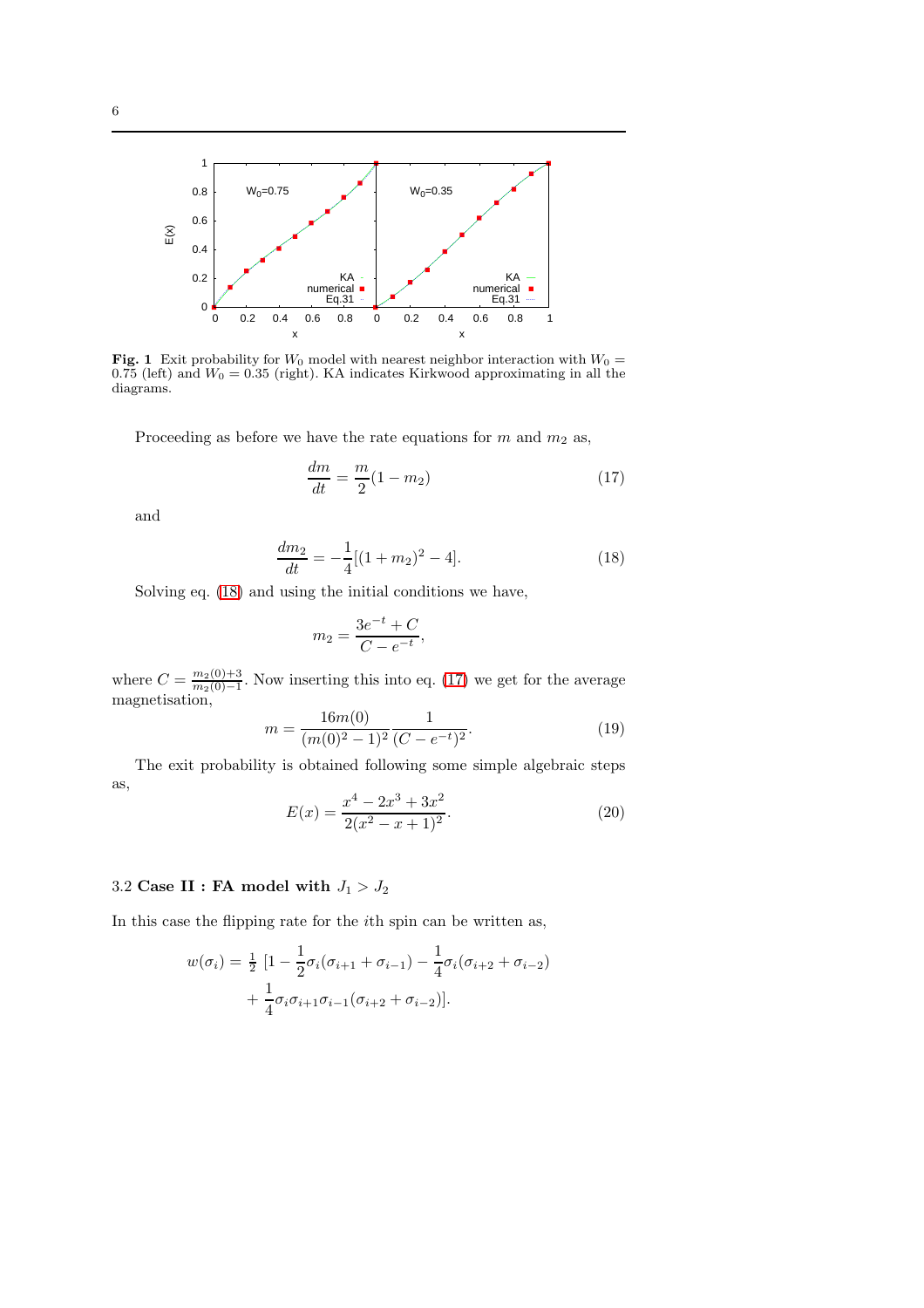**Fig. 1** Exit probability for $W_0$ model with nearest neighbor interaction with $W_0 = 0.75$ (left) and $W_0 = 0.35$ (right). KA indicates Kirkwood approximating in all the diagrams.

Proceeding as before we have the rate equations for $m$ and $m_2$ as,

$$\frac{dm}{dt} = \frac{m}{2}(1 - m_2) \tag{17}$$

and

$$\frac{dm_2}{dt} = -\frac{1}{4}[(1 + m_2)^2 - 4]. \tag{18}$$

Solving eq. (18) and using the initial conditions we have,

$$m_2 = \frac{3e^{-t} + C}{C - e^{-t}},$$

where $C = \frac{m_2(0)+3}{m_2(0)-1}$. Now inserting this into eq. (17) we get for the average magnetisation,

$$m = \frac{16m(0)}{(m(0)^2 - 1)^2} \frac{1}{(C - e^{-t})^2}. \tag{19}$$

The exit probability is obtained following some simple algebraic steps as,

$$E(x) = \frac{x^4 - 2x^3 + 3x^2}{2(x^2 - x + 1)^2}. \tag{20}$$

### 3.2 Case II : FA model with $J_1 > J_2$

In this case the flipping rate for the $i$th spin can be written as,

$$\begin{aligned}
w(\sigma_i) = \tfrac{1}{2}\ [1 - \frac{1}{2}\sigma_i(\sigma_{i+1} + \sigma_{i-1}) - \frac{1}{4}\sigma_i(\sigma_{i+2} + \sigma_{i-2}) \\
+ \frac{1}{4}\sigma_i\sigma_{i+1}\sigma_{i-1}(\sigma_{i+2} + \sigma_{i-2})].
\end{aligned}$$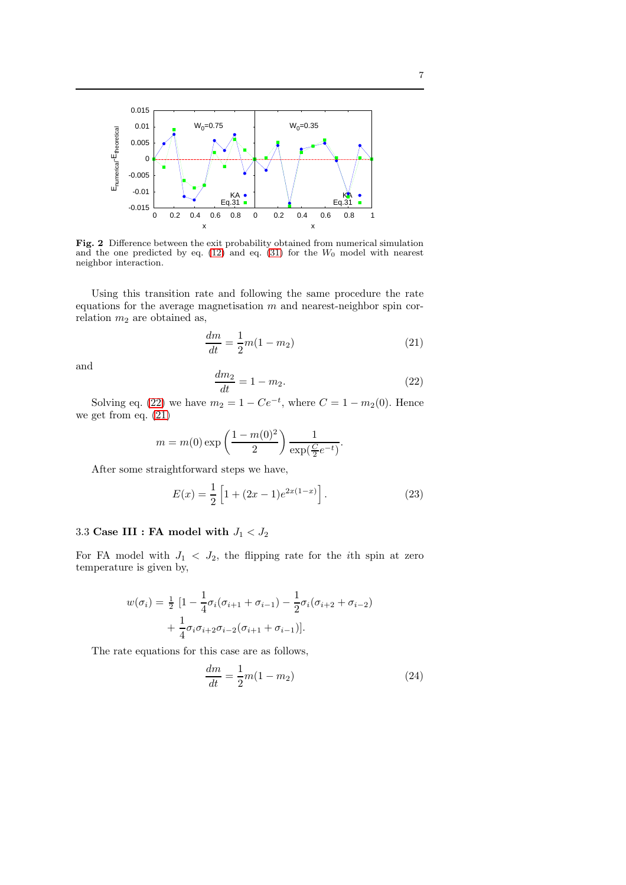**Fig. 2** Difference between the exit probability obtained from numerical simulation and the one predicted by eq. (12) and eq. (31) for the $W_0$ model with nearest neighbor interaction.

Using this transition rate and following the same procedure the rate equations for the average magnetisation $m$ and nearest-neighbor spin correlation $m_2$ are obtained as,

$$\frac{dm}{dt} = \frac{1}{2}m(1 - m_2) \tag{21}$$

and

$$\frac{dm_2}{dt} = 1 - m_2. \tag{22}$$

Solving eq. (22) we have $m_2 = 1 - Ce^{-t}$, where $C = 1 - m_2(0)$. Hence we get from eq. (21)

$$m = m(0)\exp\left(\frac{1 - m(0)^2}{2}\right)\frac{1}{\exp(\frac{C}{2}e^{-t})}.$$

After some straightforward steps we have,

$$E(x) = \frac{1}{2}\left[1 + (2x - 1)e^{2x(1-x)}\right]. \tag{23}$$

### 3.3 Case III : FA model with $J_1 < J_2$

For FA model with $J_1 < J_2$, the flipping rate for the $i$th spin at zero temperature is given by,

$$w(\sigma_i) = \tfrac{1}{2}\ [1 - \frac{1}{4}\sigma_i(\sigma_{i+1} + \sigma_{i-1}) - \frac{1}{2}\sigma_i(\sigma_{i+2} + \sigma_{i-2}) + \frac{1}{4}\sigma_i\sigma_{i+2}\sigma_{i-2}(\sigma_{i+1} + \sigma_{i-1})].$$

The rate equations for this case are as follows,

$$\frac{dm}{dt} = \frac{1}{2}m(1 - m_2) \tag{24}$$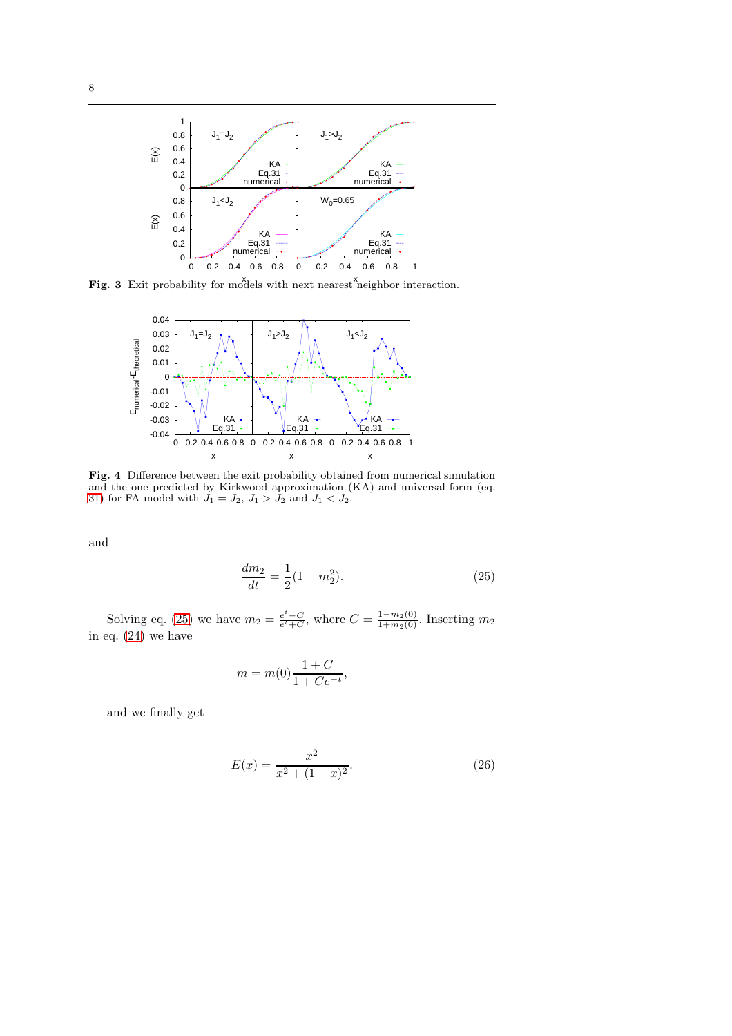**Fig. 3** Exit probability for models with next nearest neighbor interaction.

**Fig. 4** Difference between the exit probability obtained from numerical simulation and the one predicted by Kirkwood approximation (KA) and universal form (eq. 31) for FA model with $J_1 = J_2$, $J_1 > J_2$ and $J_1 < J_2$.

and

$$\frac{dm_2}{dt} = \frac{1}{2}(1 - m_2^2). \tag{25}$$

Solving eq. (25) we have $m_2 = \frac{e^t - C}{e^t + C}$, where $C = \frac{1 - m_2(0)}{1 + m_2(0)}$. Inserting $m_2$ in eq. (24) we have

$$m = m(0)\frac{1 + C}{1 + Ce^{-t}},$$

and we finally get

$$E(x) = \frac{x^2}{x^2 + (1 - x)^2}. \tag{26}$$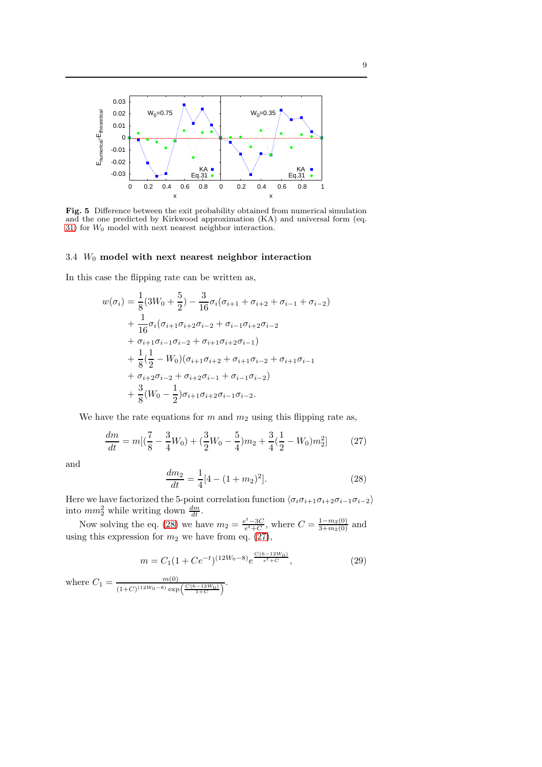**Fig. 5** Difference between the exit probability obtained from numerical simulation and the one predicted by Kirkwood approximation (KA) and universal form (eq. 31) for $W_0$ model with next nearest neighbor interaction.

### 3.4 $W_0$ model with next nearest neighbor interaction

In this case the flipping rate can be written as,

$$
\begin{aligned}
w(\sigma_i) &= \frac{1}{8}(3W_0 + \frac{5}{2}) - \frac{3}{16}\sigma_i(\sigma_{i+1} + \sigma_{i+2} + \sigma_{i-1} + \sigma_{i-2}) \\
&+ \frac{1}{16}\sigma_i(\sigma_{i+1}\sigma_{i+2}\sigma_{i-2} + \sigma_{i-1}\sigma_{i+2}\sigma_{i-2} \\
&+ \sigma_{i+1}\sigma_{i-1}\sigma_{i-2} + \sigma_{i+1}\sigma_{i+2}\sigma_{i-1}) \\
&+ \frac{1}{8}(\frac{1}{2} - W_0)(\sigma_{i+1}\sigma_{i+2} + \sigma_{i+1}\sigma_{i-2} + \sigma_{i+1}\sigma_{i-1} \\
&+ \sigma_{i+2}\sigma_{i-2} + \sigma_{i+2}\sigma_{i-1} + \sigma_{i-1}\sigma_{i-2}) \\
&+ \frac{3}{8}(W_0 - \frac{1}{2})\sigma_{i+1}\sigma_{i+2}\sigma_{i-1}\sigma_{i-2}.
\end{aligned}
$$

We have the rate equations for $m$ and $m_2$ using this flipping rate as,

$$
\frac{dm}{dt} = m[(\frac{7}{8} - \frac{3}{4}W_0) + (\frac{3}{2}W_0 - \frac{5}{4})m_2 + \frac{3}{4}(\frac{1}{2} - W_0)m_2^2] \tag{27}
$$

and

$$
\frac{dm_2}{dt} = \frac{1}{4}[4 - (1 + m_2)^2]. \tag{28}
$$

Here we have factorized the 5-point correlation function $\langle\sigma_i\sigma_{i+1}\sigma_{i+2}\sigma_{i-1}\sigma_{i-2}\rangle$ into $mm_2^2$ while writing down $\frac{dm}{dt}$.

Now solving the eq. (28) we have $m_2 = \frac{e^t - 3C}{e^t + C}$, where $C = \frac{1 - m_2(0)}{3 + m_2(0)}$ and using this expression for $m_2$ we have from eq. (27),

$$
m = C_1(1 + Ce^{-t})^{(12W_0 - 8)} e^{\frac{C(6 - 12W_0)}{e^t + C}}, \tag{29}
$$

where $C_1 = \frac{m(0)}{(1+C)^{(12W_0-8)} \exp\left(\frac{C(6-12W_0)}{1+C}\right)}$.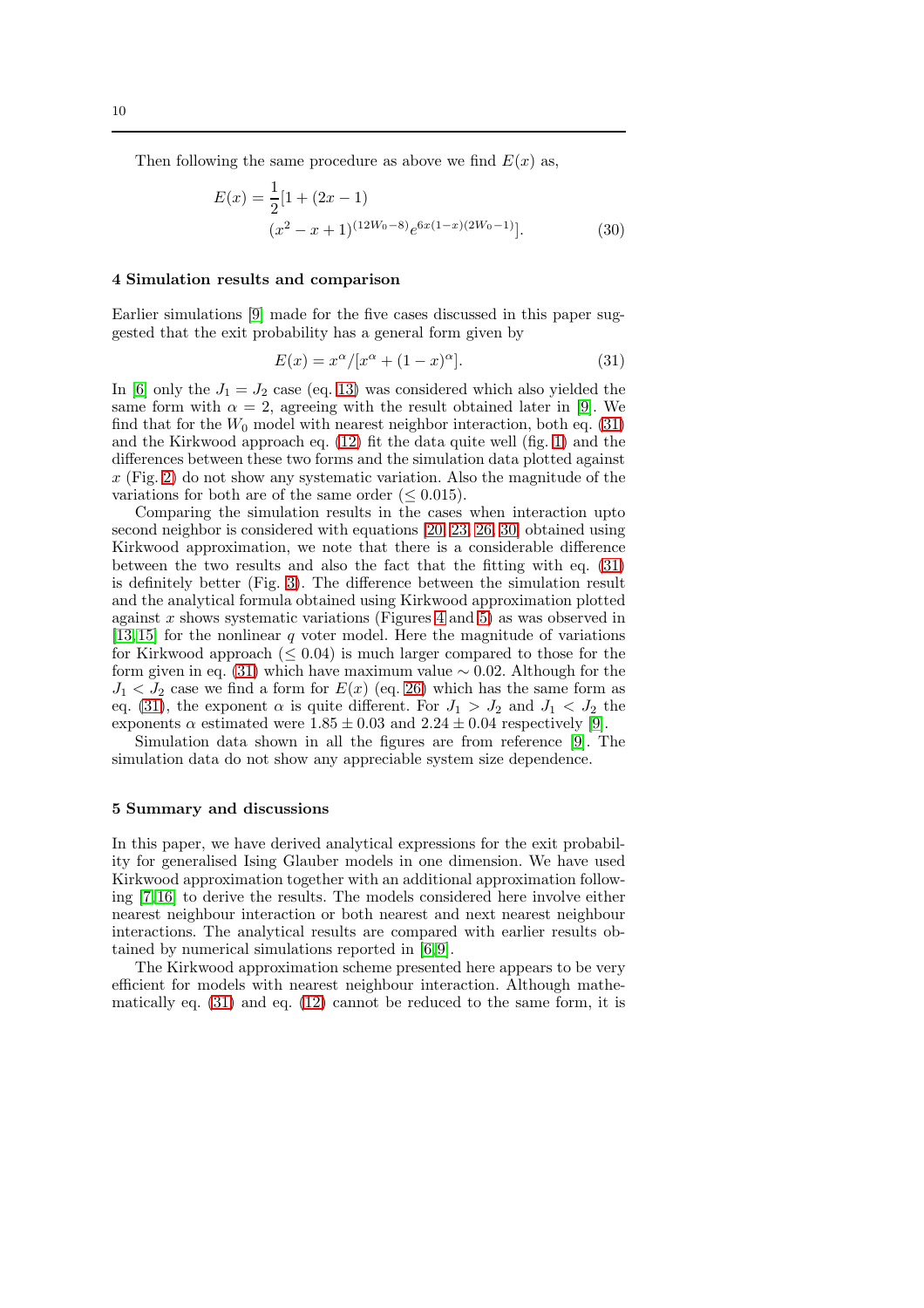Then following the same procedure as above we find $E(x)$ as,

$$E(x) = \frac{1}{2}[1 + (2x - 1) \\ (x^2 - x + 1)^{(12W_0 - 8)} e^{6x(1-x)(2W_0 - 1)}]. \quad (30)$$

## 4 Simulation results and comparison

Earlier simulations [9] made for the five cases discussed in this paper suggested that the exit probability has a general form given by

$$E(x) = x^\alpha / [x^\alpha + (1 - x)^\alpha]. \quad (31)$$

In [6] only the $J_1 = J_2$ case (eq. 13) was considered which also yielded the same form with $\alpha = 2$, agreeing with the result obtained later in [9]. We find that for the $W_0$ model with nearest neighbor interaction, both eq. (31) and the Kirkwood approach eq. (12) fit the data quite well (fig. 1) and the differences between these two forms and the simulation data plotted against $x$ (Fig. 2) do not show any systematic variation. Also the magnitude of the variations for both are of the same order ($\leq 0.015$).

Comparing the simulation results in the cases when interaction upto second neighbor is considered with equations [20, 23, 26, 30] obtained using Kirkwood approximation, we note that there is a considerable difference between the two results and also the fact that the fitting with eq. (31) is definitely better (Fig. 3). The difference between the simulation result and the analytical formula obtained using Kirkwood approximation plotted against $x$ shows systematic variations (Figures 4 and 5) as was observed in [13, 15] for the nonlinear $q$ voter model. Here the magnitude of variations for Kirkwood approach ($\leq 0.04$) is much larger compared to those for the form given in eq. (31) which have maximum value $\sim 0.02$. Although for the $J_1 < J_2$ case we find a form for $E(x)$ (eq. 26) which has the same form as eq. (31), the exponent $\alpha$ is quite different. For $J_1 > J_2$ and $J_1 < J_2$ the exponents $\alpha$ estimated were $1.85 \pm 0.03$ and $2.24 \pm 0.04$ respectively [9].

Simulation data shown in all the figures are from reference [9]. The simulation data do not show any appreciable system size dependence.

## 5 Summary and discussions

In this paper, we have derived analytical expressions for the exit probability for generalised Ising Glauber models in one dimension. We have used Kirkwood approximation together with an additional approximation following [7, 16] to derive the results. The models considered here involve either nearest neighbour interaction or both nearest and next nearest neighbour interactions. The analytical results are compared with earlier results obtained by numerical simulations reported in [6, 9].

The Kirkwood approximation scheme presented here appears to be very efficient for models with nearest neighbour interaction. Although mathematically eq. (31) and eq. (12) cannot be reduced to the same form, it is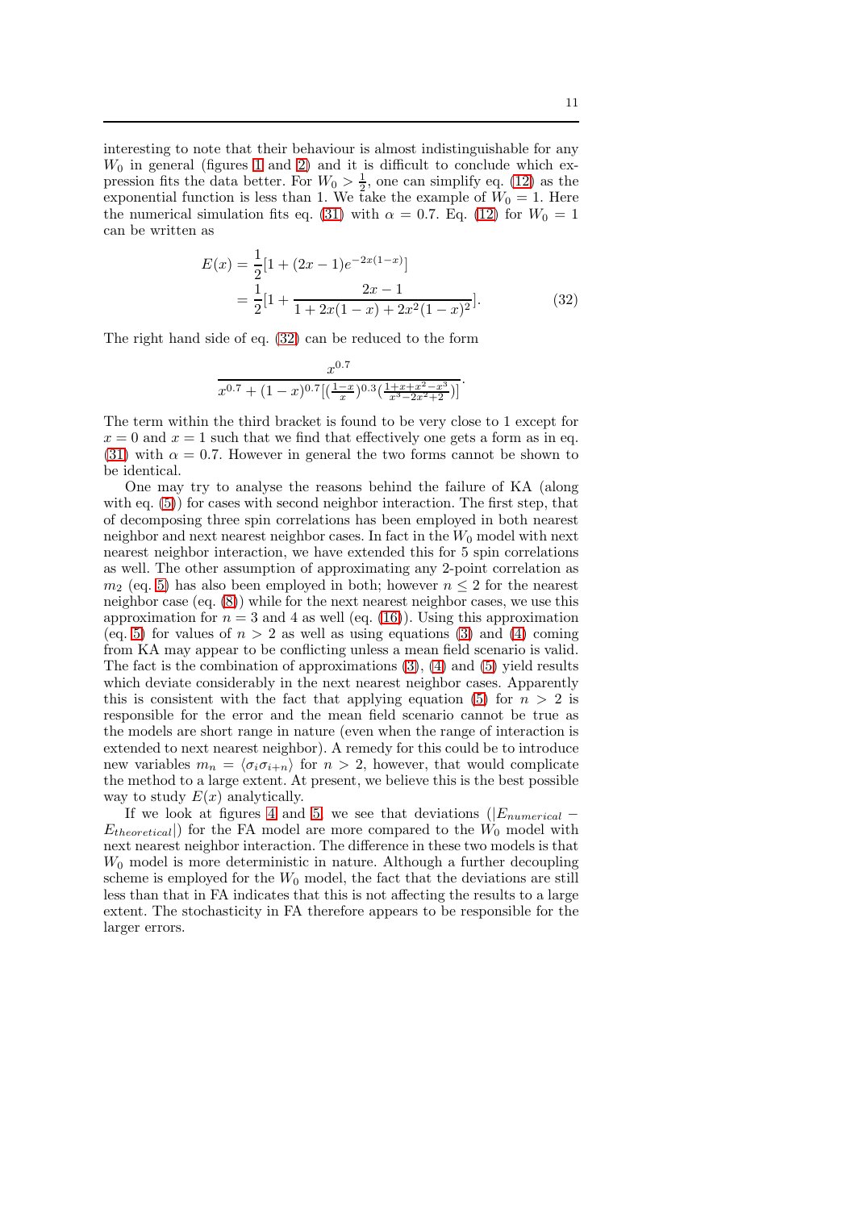interesting to note that their behaviour is almost indistinguishable for any $W_0$ in general (figures 1 and 2) and it is difficult to conclude which expression fits the data better. For $W_0 > \frac{1}{2}$, one can simplify eq. (12) as the exponential function is less than 1. We take the example of $W_0 = 1$. Here the numerical simulation fits eq. (31) with $\alpha = 0.7$. Eq. (12) for $W_0 = 1$ can be written as

$$
\begin{aligned}
E(x) &= \frac{1}{2}[1 + (2x-1)e^{-2x(1-x)}] \\
&= \frac{1}{2}[1 + \frac{2x-1}{1 + 2x(1-x) + 2x^2(1-x)^2}].
\end{aligned}
\tag{32}
$$

The right hand side of eq. (32) can be reduced to the form

$$
\frac{x^{0.7}}{x^{0.7} + (1-x)^{0.7}[(\frac{1-x}{x})^{0.3}(\frac{1+x+x^2-x^3}{x^3-2x^2+2})]}.
$$

The term within the third bracket is found to be very close to 1 except for $x = 0$ and $x = 1$ such that we find that effectively one gets a form as in eq. (31) with $\alpha = 0.7$. However in general the two forms cannot be shown to be identical.

One may try to analyse the reasons behind the failure of KA (along with eq. (5)) for cases with second neighbor interaction. The first step, that of decomposing three spin correlations has been employed in both nearest neighbor and next nearest neighbor cases. In fact in the $W_0$ model with next nearest neighbor interaction, we have extended this for 5 spin correlations as well. The other assumption of approximating any 2-point correlation as $m_2$ (eq. 5) has also been employed in both; however $n \leq 2$ for the nearest neighbor case (eq. (8)) while for the next nearest neighbor cases, we use this approximation for $n = 3$ and 4 as well (eq. (16)). Using this approximation (eq. 5) for values of $n > 2$ as well as using equations (3) and (4) coming from KA may appear to be conflicting unless a mean field scenario is valid. The fact is the combination of approximations (3), (4) and (5) yield results which deviate considerably in the next nearest neighbor cases. Apparently this is consistent with the fact that applying equation (5) for $n > 2$ is responsible for the error and the mean field scenario cannot be true as the models are short range in nature (even when the range of interaction is extended to next nearest neighbor). A remedy for this could be to introduce new variables $m_n = \langle \sigma_i \sigma_{i+n} \rangle$ for $n > 2$, however, that would complicate the method to a large extent. At present, we believe this is the best possible way to study $E(x)$ analytically.

If we look at figures 4 and 5, we see that deviations ($|E_{numerical} - E_{theoretical}|$) for the FA model are more compared to the $W_0$ model with next nearest neighbor interaction. The difference in these two models is that $W_0$ model is more deterministic in nature. Although a further decoupling scheme is employed for the $W_0$ model, the fact that the deviations are still less than that in FA indicates that this is not affecting the results to a large extent. The stochasticity in FA therefore appears to be responsible for the larger errors.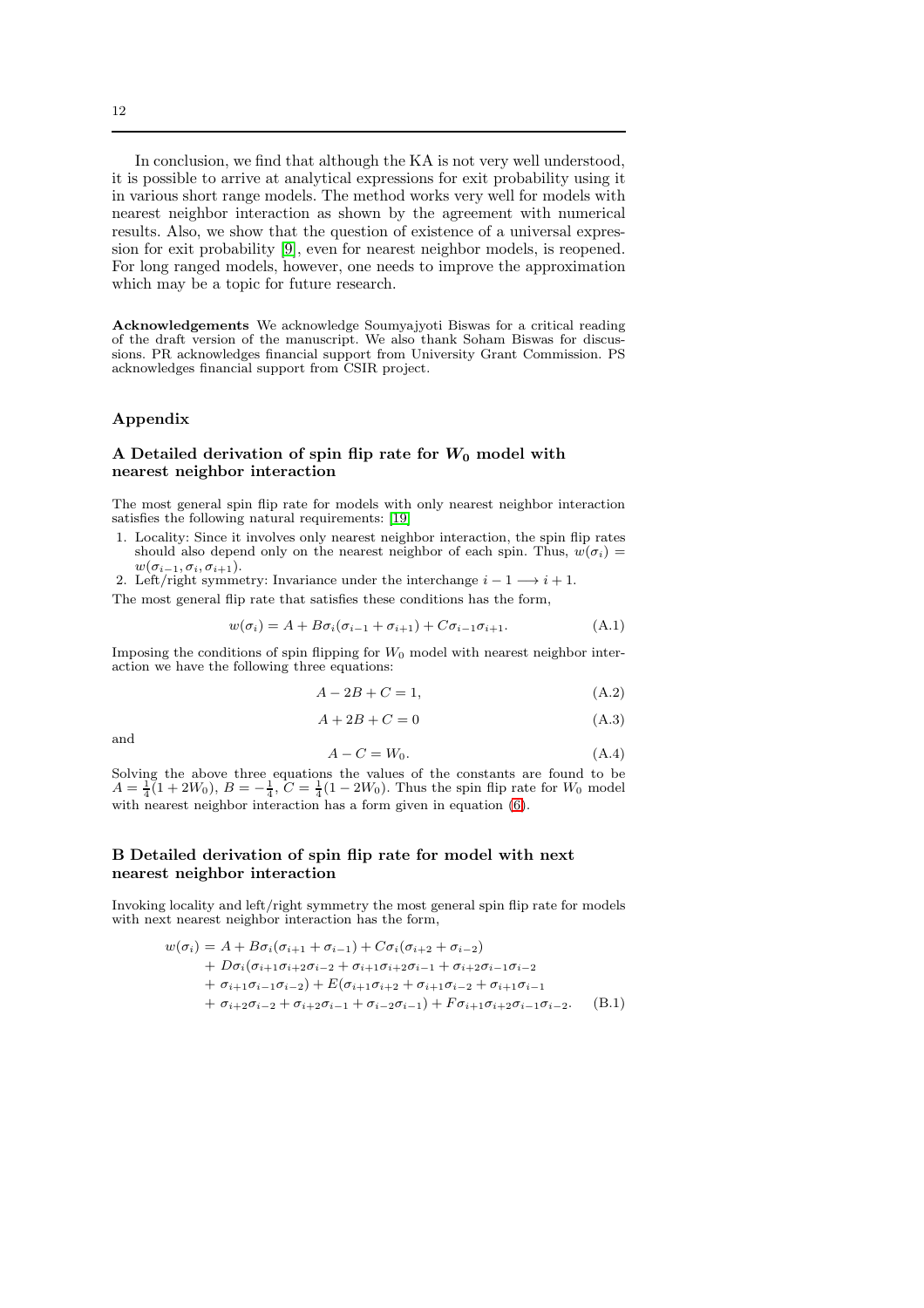In conclusion, we find that although the KA is not very well understood, it is possible to arrive at analytical expressions for exit probability using it in various short range models. The method works very well for models with nearest neighbor interaction as shown by the agreement with numerical results. Also, we show that the question of existence of a universal expression for exit probability [9], even for nearest neighbor models, is reopened. For long ranged models, however, one needs to improve the approximation which may be a topic for future research.

**Acknowledgements** We acknowledge Soumyajyoti Biswas for a critical reading of the draft version of the manuscript. We also thank Soham Biswas for discussions. PR acknowledges financial support from University Grant Commission. PS acknowledges financial support from CSIR project.

## Appendix

### A Detailed derivation of spin flip rate for $W_0$ model with nearest neighbor interaction

The most general spin flip rate for models with only nearest neighbor interaction satisfies the following natural requirements: [19]

1. Locality: Since it involves only nearest neighbor interaction, the spin flip rates should also depend only on the nearest neighbor of each spin. Thus, $w(\sigma_i) = w(\sigma_{i-1}, \sigma_i, \sigma_{i+1})$.
2. Left/right symmetry: Invariance under the interchange $i-1 \longrightarrow i+1$.

The most general flip rate that satisfies these conditions has the form,

$$w(\sigma_i) = A + B\sigma_i(\sigma_{i-1} + \sigma_{i+1}) + C\sigma_{i-1}\sigma_{i+1}. \tag{A.1}$$

Imposing the conditions of spin flipping for $W_0$ model with nearest neighbor interaction we have the following three equations:

$$A - 2B + C = 1, \tag{A.2}$$

$$A + 2B + C = 0 \tag{A.3}$$

and

$$A - C = W_0. \tag{A.4}$$

Solving the above three equations the values of the constants are found to be $A = \frac{1}{4}(1 + 2W_0)$, $B = -\frac{1}{4}$, $C = \frac{1}{4}(1 - 2W_0)$. Thus the spin flip rate for $W_0$ model with nearest neighbor interaction has a form given in equation (6).

### B Detailed derivation of spin flip rate for model with next nearest neighbor interaction

Invoking locality and left/right symmetry the most general spin flip rate for models with next nearest neighbor interaction has the form,

$$\begin{aligned}
w(\sigma_i) = & A + B\sigma_i(\sigma_{i+1} + \sigma_{i-1}) + C\sigma_i(\sigma_{i+2} + \sigma_{i-2}) \\
& + D\sigma_i(\sigma_{i+1}\sigma_{i+2}\sigma_{i-2} + \sigma_{i+1}\sigma_{i+2}\sigma_{i-1} + \sigma_{i+2}\sigma_{i-1}\sigma_{i-2} \\
& + \sigma_{i+1}\sigma_{i-1}\sigma_{i-2}) + E(\sigma_{i+1}\sigma_{i+2} + \sigma_{i+1}\sigma_{i-2} + \sigma_{i+1}\sigma_{i-1} \\
& + \sigma_{i+2}\sigma_{i-2} + \sigma_{i+2}\sigma_{i-1} + \sigma_{i-2}\sigma_{i-1}) + F\sigma_{i+1}\sigma_{i+2}\sigma_{i-1}\sigma_{i-2}.
\end{aligned} \tag{B.1}$$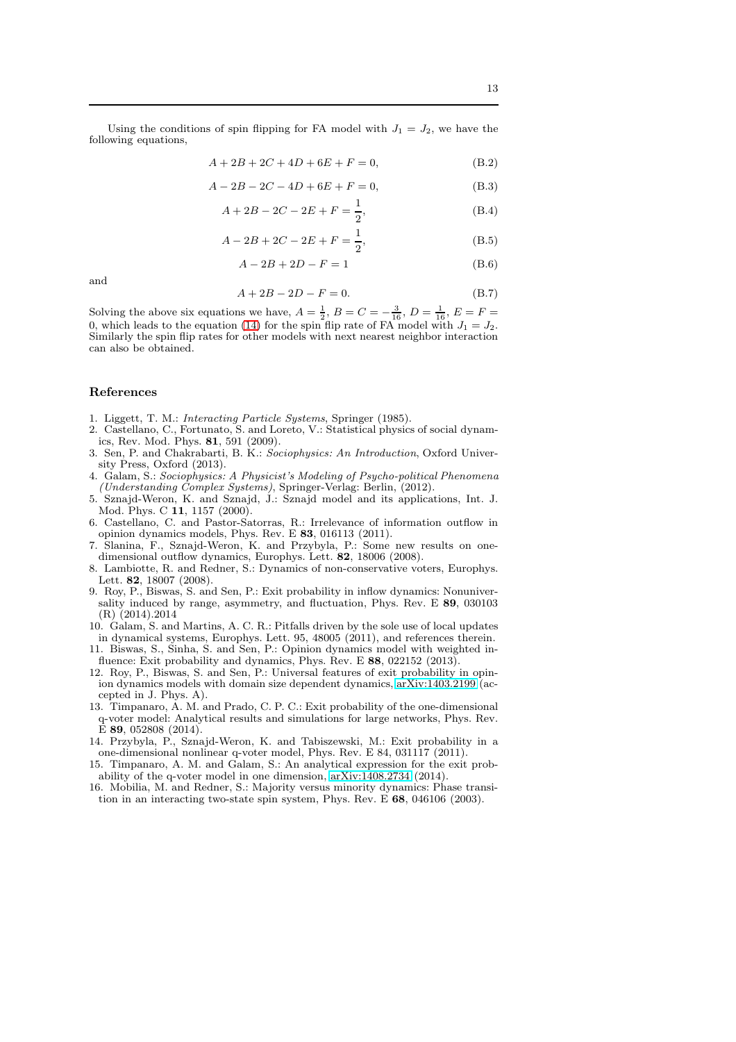Using the conditions of spin flipping for FA model with $J_1 = J_2$, we have the following equations,

$$A + 2B + 2C + 4D + 6E + F = 0, \tag{B.2}$$

$$A - 2B - 2C - 4D + 6E + F = 0, \tag{B.3}$$

$$A + 2B - 2C - 2E + F = \frac{1}{2}, \tag{B.4}$$

$$A - 2B + 2C - 2E + F = \frac{1}{2}, \tag{B.5}$$

$$A - 2B + 2D - F = 1 \tag{B.6}$$

and

$$A + 2B - 2D - F = 0. \tag{B.7}$$

Solving the above six equations we have, $A = \frac{1}{2}$, $B = C = -\frac{3}{16}$, $D = \frac{1}{16}$, $E = F = 0$, which leads to the equation (14) for the spin flip rate of FA model with $J_1 = J_2$. Similarly the spin flip rates for other models with next nearest neighbor interaction can also be obtained.

## References

1. Liggett, T. M.: *Interacting Particle Systems*, Springer (1985).
2. Castellano, C., Fortunato, S. and Loreto, V.: Statistical physics of social dynamics, Rev. Mod. Phys. **81**, 591 (2009).
3. Sen, P. and Chakrabarti, B. K.: *Sociophysics: An Introduction*, Oxford University Press, Oxford (2013).
4. Galam, S.: *Sociophysics: A Physicist's Modeling of Psycho-political Phenomena (Understanding Complex Systems)*, Springer-Verlag: Berlin, (2012).
5. Sznajd-Weron, K. and Sznajd, J.: Sznajd model and its applications, Int. J. Mod. Phys. C **11**, 1157 (2000).
6. Castellano, C. and Pastor-Satorras, R.: Irrelevance of information outflow in opinion dynamics models, Phys. Rev. E **83**, 016113 (2011).
7. Slanina, F., Sznajd-Weron, K. and Przybyla, P.: Some new results on one-dimensional outflow dynamics, Europhys. Lett. **82**, 18006 (2008).
8. Lambiotte, R. and Redner, S.: Dynamics of non-conservative voters, Europhys. Lett. **82**, 18007 (2008).
9. Roy, P., Biswas, S. and Sen, P.: Exit probability in inflow dynamics: Nonuniversality induced by range, asymmetry, and fluctuation, Phys. Rev. E **89**, 030103 (R) (2014).2014
10. Galam, S. and Martins, A. C. R.: Pitfalls driven by the sole use of local updates in dynamical systems, Europhys. Lett. 95, 48005 (2011), and references therein.
11. Biswas, S., Sinha, S. and Sen, P.: Opinion dynamics model with weighted influence: Exit probability and dynamics, Phys. Rev. E **88**, 022152 (2013).
12. Roy, P., Biswas, S. and Sen, P.: Universal features of exit probability in opinion dynamics models with domain size dependent dynamics, arXiv:1403.2199 (accepted in J. Phys. A).
13. Timpanaro, A. M. and Prado, C. P. C.: Exit probability of the one-dimensional q-voter model: Analytical results and simulations for large networks, Phys. Rev. E **89**, 052808 (2014).
14. Przybyla, P., Sznajd-Weron, K. and Tabiszewski, M.: Exit probability in a one-dimensional nonlinear q-voter model, Phys. Rev. E 84, 031117 (2011).
15. Timpanaro, A. M. and Galam, S.: An analytical expression for the exit probability of the q-voter model in one dimension, arXiv:1408.2734 (2014).
16. Mobilia, M. and Redner, S.: Majority versus minority dynamics: Phase transition in an interacting two-state spin system, Phys. Rev. E **68**, 046106 (2003).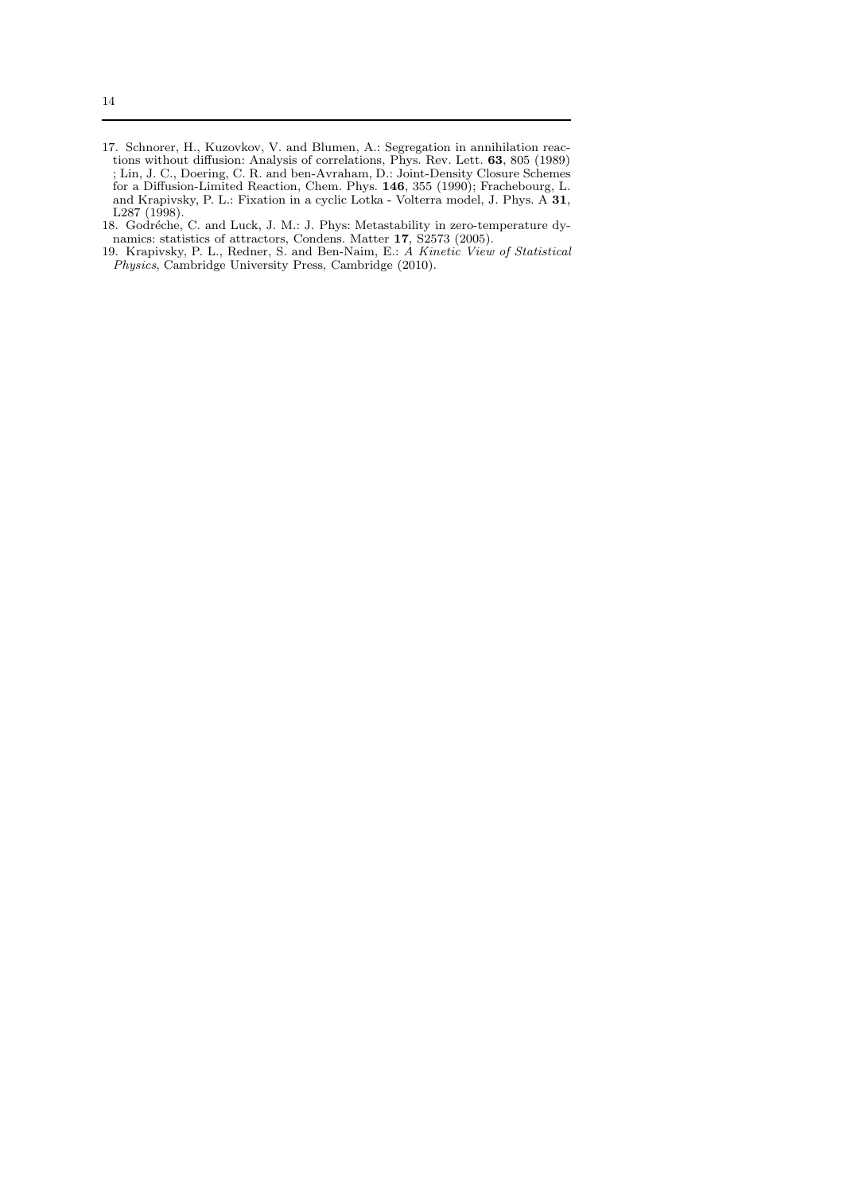17. Schnorer, H., Kuzovkov, V. and Blumen, A.: Segregation in annihilation reactions without diffusion: Analysis of correlations, Phys. Rev. Lett. **63**, 805 (1989) ; Lin, J. C., Doering, C. R. and ben-Avraham, D.: Joint-Density Closure Schemes for a Diffusion-Limited Reaction, Chem. Phys. **146**, 355 (1990); Frachebourg, L. and Krapivsky, P. L.: Fixation in a cyclic Lotka - Volterra model, J. Phys. A **31**, L287 (1998).
18. Godréche, C. and Luck, J. M.: J. Phys: Metastability in zero-temperature dynamics: statistics of attractors, Condens. Matter **17**, S2573 (2005).
19. Krapivsky, P. L., Redner, S. and Ben-Naim, E.: *A Kinetic View of Statistical Physics*, Cambridge University Press, Cambridge (2010).